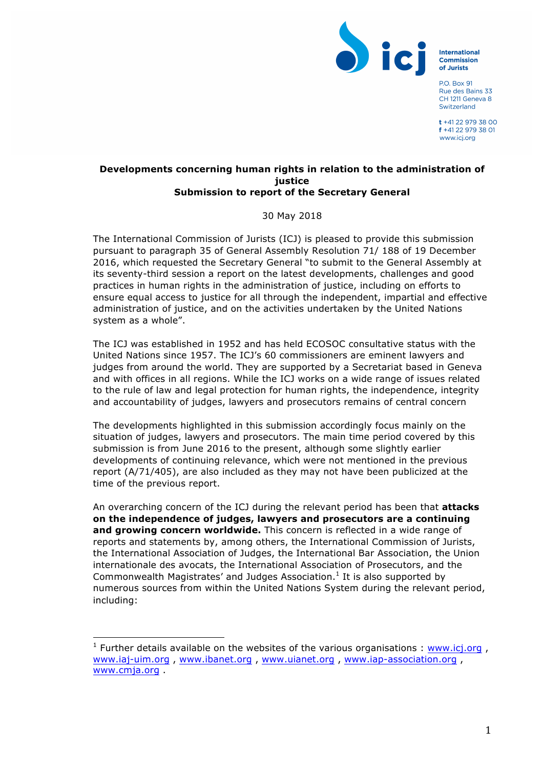International Commission of Jurists

P.O. Box 91
Rue des Bains 33
CH 1211 Geneva 8
Switzerland

t +41 22 979 38 00
f +41 22 979 38 01
www.icj.org

**Developments concerning human rights in relation to the administration of justice**
**Submission to report of the Secretary General**

30 May 2018

The International Commission of Jurists (ICJ) is pleased to provide this submission pursuant to paragraph 35 of General Assembly Resolution 71/ 188 of 19 December 2016, which requested the Secretary General "to submit to the General Assembly at its seventy-third session a report on the latest developments, challenges and good practices in human rights in the administration of justice, including on efforts to ensure equal access to justice for all through the independent, impartial and effective administration of justice, and on the activities undertaken by the United Nations system as a whole".

The ICJ was established in 1952 and has held ECOSOC consultative status with the United Nations since 1957. The ICJ's 60 commissioners are eminent lawyers and judges from around the world. They are supported by a Secretariat based in Geneva and with offices in all regions. While the ICJ works on a wide range of issues related to the rule of law and legal protection for human rights, the independence, integrity and accountability of judges, lawyers and prosecutors remains of central concern

The developments highlighted in this submission accordingly focus mainly on the situation of judges, lawyers and prosecutors. The main time period covered by this submission is from June 2016 to the present, although some slightly earlier developments of continuing relevance, which were not mentioned in the previous report (A/71/405), are also included as they may not have been publicized at the time of the previous report.

An overarching concern of the ICJ during the relevant period has been that **attacks on the independence of judges, lawyers and prosecutors are a continuing and growing concern worldwide.** This concern is reflected in a wide range of reports and statements by, among others, the International Commission of Jurists, the International Association of Judges, the International Bar Association, the Union internationale des avocats, the International Association of Prosecutors, and the Commonwealth Magistrates' and Judges Association.[1] It is also supported by numerous sources from within the United Nations System during the relevant period, including:

[1] Further details available on the websites of the various organisations : www.icj.org , www.iaj-uim.org , www.ibanet.org , www.uianet.org , www.iap-association.org , www.cmja.org .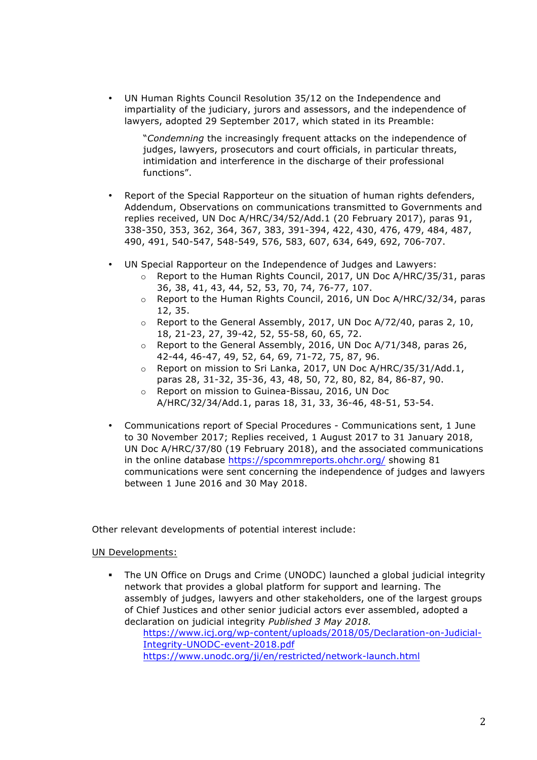- UN Human Rights Council Resolution 35/12 on the Independence and impartiality of the judiciary, jurors and assessors, and the independence of lawyers, adopted 29 September 2017, which stated in its Preamble:

  "*Condemning* the increasingly frequent attacks on the independence of judges, lawyers, prosecutors and court officials, in particular threats, intimidation and interference in the discharge of their professional functions".

- Report of the Special Rapporteur on the situation of human rights defenders, Addendum, Observations on communications transmitted to Governments and replies received, UN Doc A/HRC/34/52/Add.1 (20 February 2017), paras 91, 338-350, 353, 362, 364, 367, 383, 391-394, 422, 430, 476, 479, 484, 487, 490, 491, 540-547, 548-549, 576, 583, 607, 634, 649, 692, 706-707.

- UN Special Rapporteur on the Independence of Judges and Lawyers:
  - Report to the Human Rights Council, 2017, UN Doc A/HRC/35/31, paras 36, 38, 41, 43, 44, 52, 53, 70, 74, 76-77, 107.
  - Report to the Human Rights Council, 2016, UN Doc A/HRC/32/34, paras 12, 35.
  - Report to the General Assembly, 2017, UN Doc A/72/40, paras 2, 10, 18, 21-23, 27, 39-42, 52, 55-58, 60, 65, 72.
  - Report to the General Assembly, 2016, UN Doc A/71/348, paras 26, 42-44, 46-47, 49, 52, 64, 69, 71-72, 75, 87, 96.
  - Report on mission to Sri Lanka, 2017, UN Doc A/HRC/35/31/Add.1, paras 28, 31-32, 35-36, 43, 48, 50, 72, 80, 82, 84, 86-87, 90.
  - Report on mission to Guinea-Bissau, 2016, UN Doc A/HRC/32/34/Add.1, paras 18, 31, 33, 36-46, 48-51, 53-54.

- Communications report of Special Procedures - Communications sent, 1 June to 30 November 2017; Replies received, 1 August 2017 to 31 January 2018, UN Doc A/HRC/37/80 (19 February 2018), and the associated communications in the online database https://spcommreports.ohchr.org/ showing 81 communications were sent concerning the independence of judges and lawyers between 1 June 2016 and 30 May 2018.

Other relevant developments of potential interest include:

UN Developments:

- The UN Office on Drugs and Crime (UNODC) launched a global judicial integrity network that provides a global platform for support and learning. The assembly of judges, lawyers and other stakeholders, one of the largest groups of Chief Justices and other senior judicial actors ever assembled, adopted a declaration on judicial integrity *Published 3 May 2018.*
  https://www.icj.org/wp-content/uploads/2018/05/Declaration-on-Judicial-Integrity-UNODC-event-2018.pdf
  https://www.unodc.org/ji/en/restricted/network-launch.html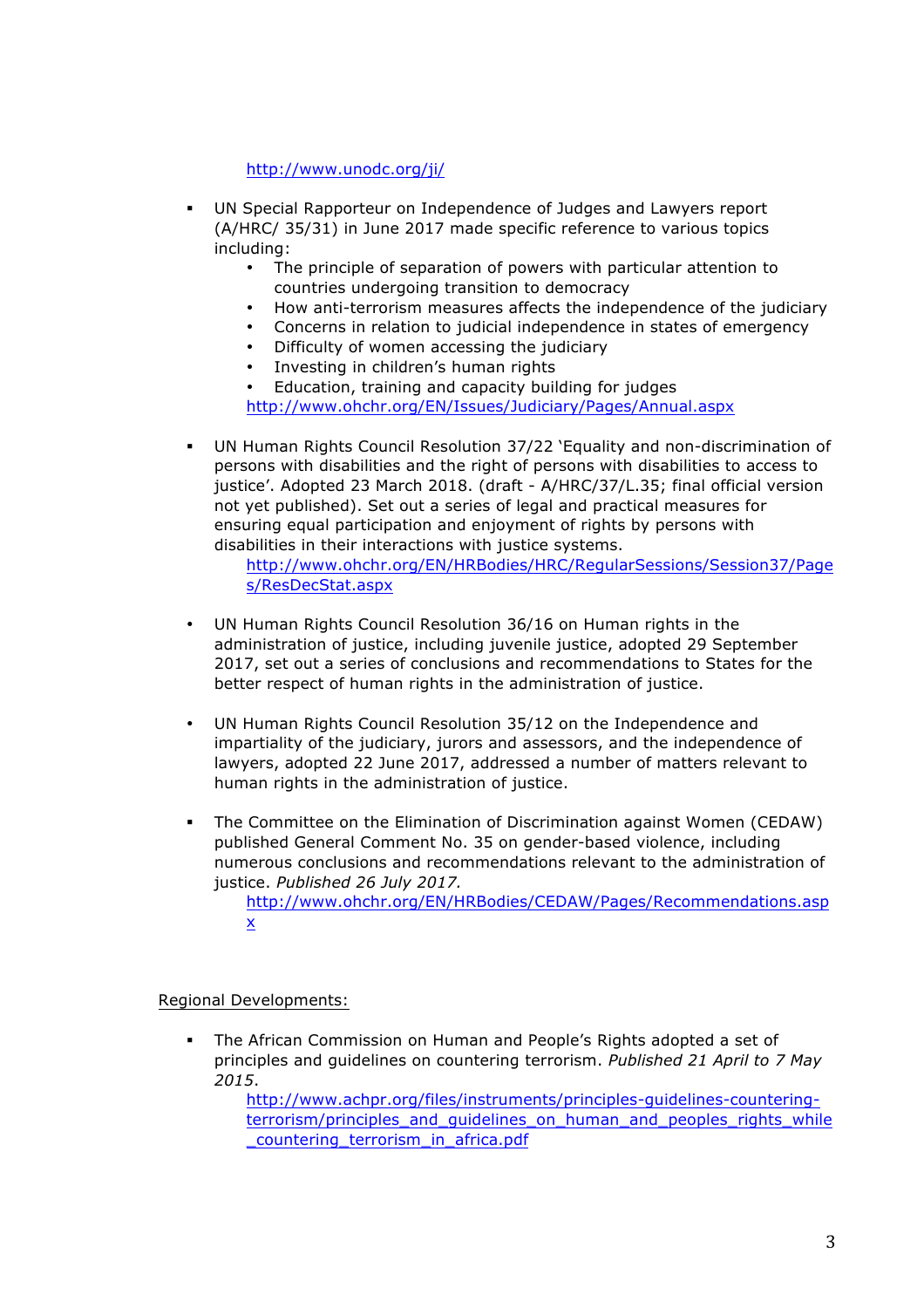http://www.unodc.org/ji/

- UN Special Rapporteur on Independence of Judges and Lawyers report (A/HRC/ 35/31) in June 2017 made specific reference to various topics including:
  - The principle of separation of powers with particular attention to countries undergoing transition to democracy
  - How anti-terrorism measures affects the independence of the judiciary
  - Concerns in relation to judicial independence in states of emergency
  - Difficulty of women accessing the judiciary
  - Investing in children's human rights
  - Education, training and capacity building for judges

  http://www.ohchr.org/EN/Issues/Judiciary/Pages/Annual.aspx

- UN Human Rights Council Resolution 37/22 'Equality and non-discrimination of persons with disabilities and the right of persons with disabilities to access to justice'. Adopted 23 March 2018. (draft - A/HRC/37/L.35; final official version not yet published). Set out a series of legal and practical measures for ensuring equal participation and enjoyment of rights by persons with disabilities in their interactions with justice systems.

  http://www.ohchr.org/EN/HRBodies/HRC/RegularSessions/Session37/Pages/ResDecStat.aspx

- UN Human Rights Council Resolution 36/16 on Human rights in the administration of justice, including juvenile justice, adopted 29 September 2017, set out a series of conclusions and recommendations to States for the better respect of human rights in the administration of justice.

- UN Human Rights Council Resolution 35/12 on the Independence and impartiality of the judiciary, jurors and assessors, and the independence of lawyers, adopted 22 June 2017, addressed a number of matters relevant to human rights in the administration of justice.

- The Committee on the Elimination of Discrimination against Women (CEDAW) published General Comment No. 35 on gender-based violence, including numerous conclusions and recommendations relevant to the administration of justice. *Published 26 July 2017.*

  http://www.ohchr.org/EN/HRBodies/CEDAW/Pages/Recommendations.aspx

Regional Developments:

- The African Commission on Human and People's Rights adopted a set of principles and guidelines on countering terrorism. *Published 21 April to 7 May 2015*.

  http://www.achpr.org/files/instruments/principles-guidelines-countering-terrorism/principles_and_guidelines_on_human_and_peoples_rights_while_countering_terrorism_in_africa.pdf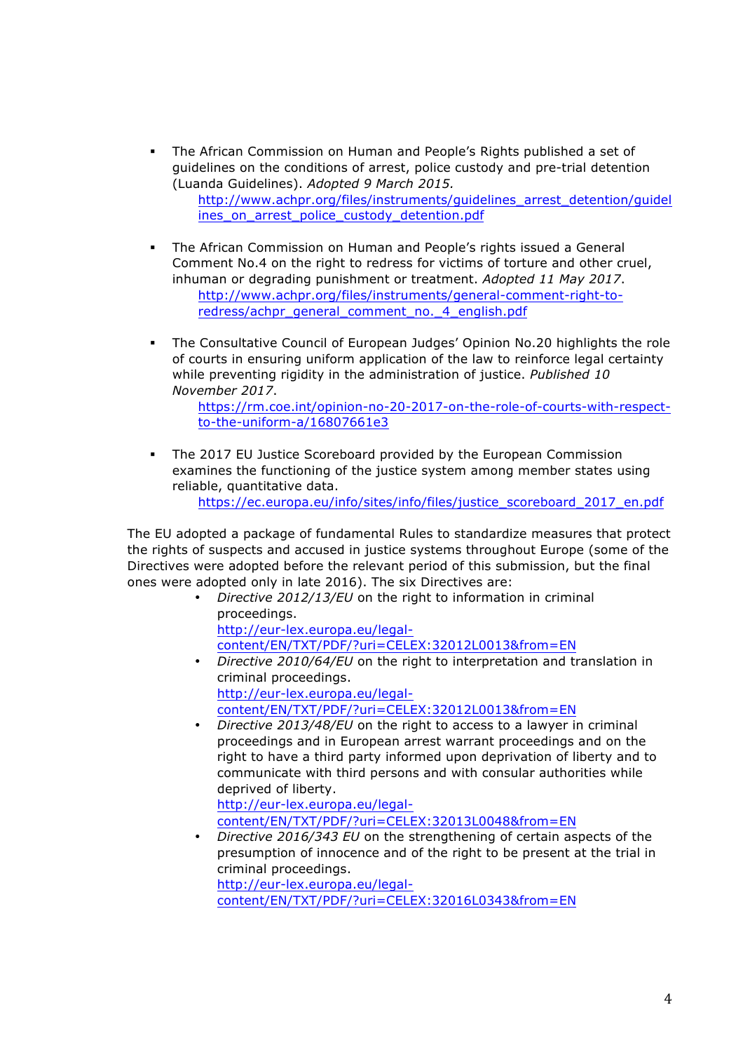- The African Commission on Human and People's Rights published a set of guidelines on the conditions of arrest, police custody and pre-trial detention (Luanda Guidelines). *Adopted 9 March 2015.*
  http://www.achpr.org/files/instruments/guidelines_arrest_detention/guidelines_on_arrest_police_custody_detention.pdf

- The African Commission on Human and People's rights issued a General Comment No.4 on the right to redress for victims of torture and other cruel, inhuman or degrading punishment or treatment. *Adopted 11 May 2017*.
  http://www.achpr.org/files/instruments/general-comment-right-to-redress/achpr_general_comment_no._4_english.pdf

- The Consultative Council of European Judges' Opinion No.20 highlights the role of courts in ensuring uniform application of the law to reinforce legal certainty while preventing rigidity in the administration of justice. *Published 10 November 2017*.
  https://rm.coe.int/opinion-no-20-2017-on-the-role-of-courts-with-respect-to-the-uniform-a/16807661e3

- The 2017 EU Justice Scoreboard provided by the European Commission examines the functioning of the justice system among member states using reliable, quantitative data.
  https://ec.europa.eu/info/sites/info/files/justice_scoreboard_2017_en.pdf

The EU adopted a package of fundamental Rules to standardize measures that protect the rights of suspects and accused in justice systems throughout Europe (some of the Directives were adopted before the relevant period of this submission, but the final ones were adopted only in late 2016). The six Directives are:

- *Directive 2012/13/EU* on the right to information in criminal proceedings.
  http://eur-lex.europa.eu/legal-content/EN/TXT/PDF/?uri=CELEX:32012L0013&from=EN
- *Directive 2010/64/EU* on the right to interpretation and translation in criminal proceedings.
  http://eur-lex.europa.eu/legal-content/EN/TXT/PDF/?uri=CELEX:32012L0013&from=EN
- *Directive 2013/48/EU* on the right to access to a lawyer in criminal proceedings and in European arrest warrant proceedings and on the right to have a third party informed upon deprivation of liberty and to communicate with third persons and with consular authorities while deprived of liberty.
  http://eur-lex.europa.eu/legal-content/EN/TXT/PDF/?uri=CELEX:32013L0048&from=EN
- *Directive 2016/343 EU* on the strengthening of certain aspects of the presumption of innocence and of the right to be present at the trial in criminal proceedings.
  http://eur-lex.europa.eu/legal-content/EN/TXT/PDF/?uri=CELEX:32016L0343&from=EN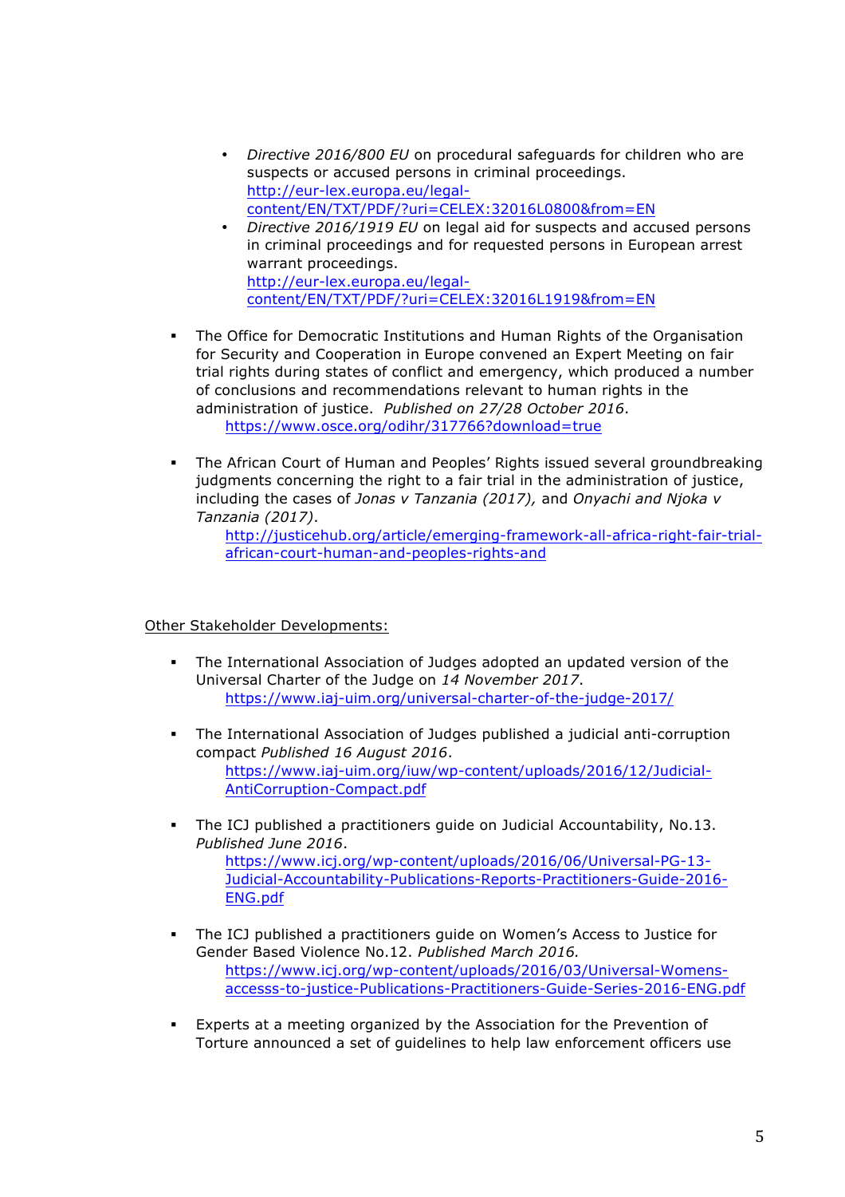- *Directive 2016/800 EU* on procedural safeguards for children who are suspects or accused persons in criminal proceedings. http://eur-lex.europa.eu/legal-content/EN/TXT/PDF/?uri=CELEX:32016L0800&from=EN
- *Directive 2016/1919 EU* on legal aid for suspects and accused persons in criminal proceedings and for requested persons in European arrest warrant proceedings. http://eur-lex.europa.eu/legal-content/EN/TXT/PDF/?uri=CELEX:32016L1919&from=EN

- The Office for Democratic Institutions and Human Rights of the Organisation for Security and Cooperation in Europe convened an Expert Meeting on fair trial rights during states of conflict and emergency, which produced a number of conclusions and recommendations relevant to human rights in the administration of justice. *Published on 27/28 October 2016*.
  https://www.osce.org/odihr/317766?download=true

- The African Court of Human and Peoples' Rights issued several groundbreaking judgments concerning the right to a fair trial in the administration of justice, including the cases of *Jonas v Tanzania (2017),* and *Onyachi and Njoka v Tanzania (2017)*.
  http://justicehub.org/article/emerging-framework-all-africa-right-fair-trial-african-court-human-and-peoples-rights-and

Other Stakeholder Developments:

- The International Association of Judges adopted an updated version of the Universal Charter of the Judge on *14 November 2017*.
  https://www.iaj-uim.org/universal-charter-of-the-judge-2017/

- The International Association of Judges published a judicial anti-corruption compact *Published 16 August 2016*.
  https://www.iaj-uim.org/iuw/wp-content/uploads/2016/12/Judicial-AntiCorruption-Compact.pdf

- The ICJ published a practitioners guide on Judicial Accountability, No.13. *Published June 2016*.
  https://www.icj.org/wp-content/uploads/2016/06/Universal-PG-13-Judicial-Accountability-Publications-Reports-Practitioners-Guide-2016-ENG.pdf

- The ICJ published a practitioners guide on Women's Access to Justice for Gender Based Violence No.12. *Published March 2016.*
  https://www.icj.org/wp-content/uploads/2016/03/Universal-Womens-accesss-to-justice-Publications-Practitioners-Guide-Series-2016-ENG.pdf

- Experts at a meeting organized by the Association for the Prevention of Torture announced a set of guidelines to help law enforcement officers use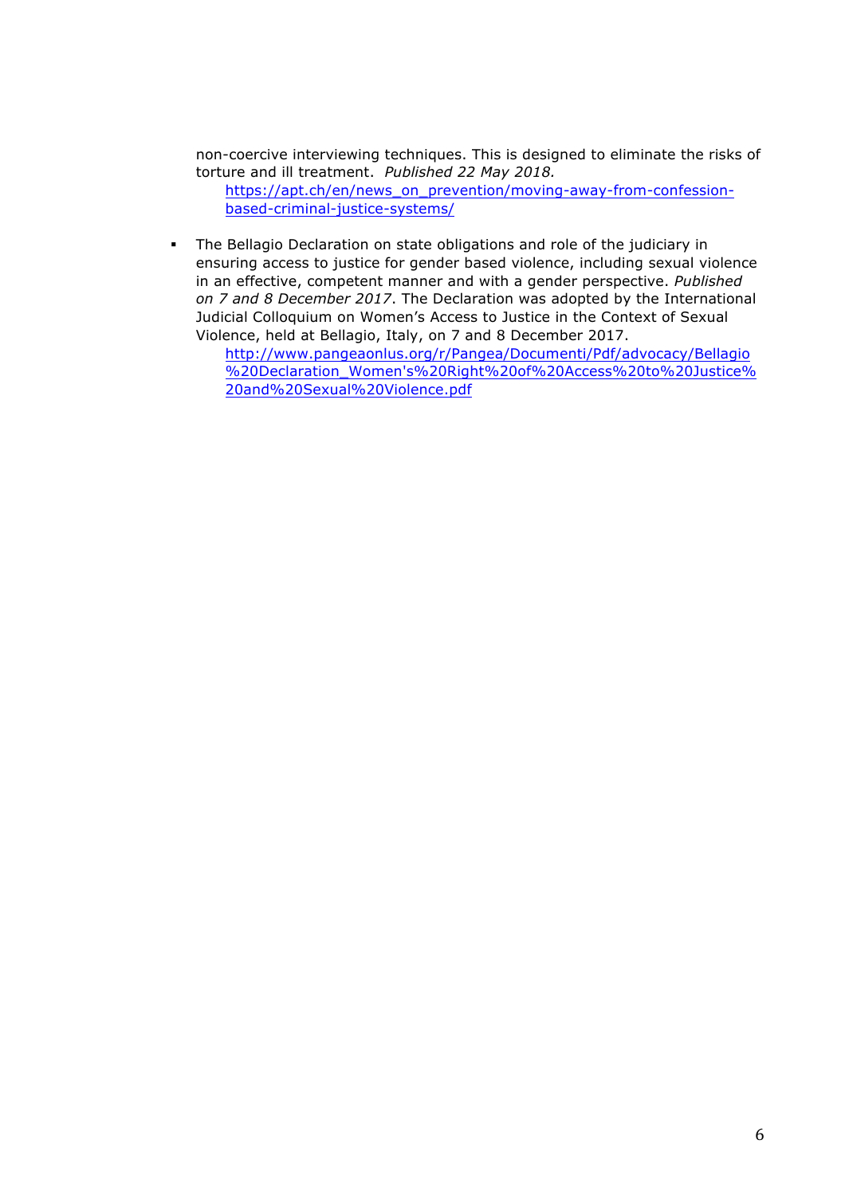non-coercive interviewing techniques. This is designed to eliminate the risks of torture and ill treatment. *Published 22 May 2018.*
https://apt.ch/en/news_on_prevention/moving-away-from-confession-based-criminal-justice-systems/

- The Bellagio Declaration on state obligations and role of the judiciary in ensuring access to justice for gender based violence, including sexual violence in an effective, competent manner and with a gender perspective. *Published on 7 and 8 December 2017*. The Declaration was adopted by the International Judicial Colloquium on Women's Access to Justice in the Context of Sexual Violence, held at Bellagio, Italy, on 7 and 8 December 2017.
  http://www.pangeaonlus.org/r/Pangea/Documenti/Pdf/advocacy/Bellagio%20Declaration_Women's%20Right%20of%20Access%20to%20Justice%20and%20Sexual%20Violence.pdf